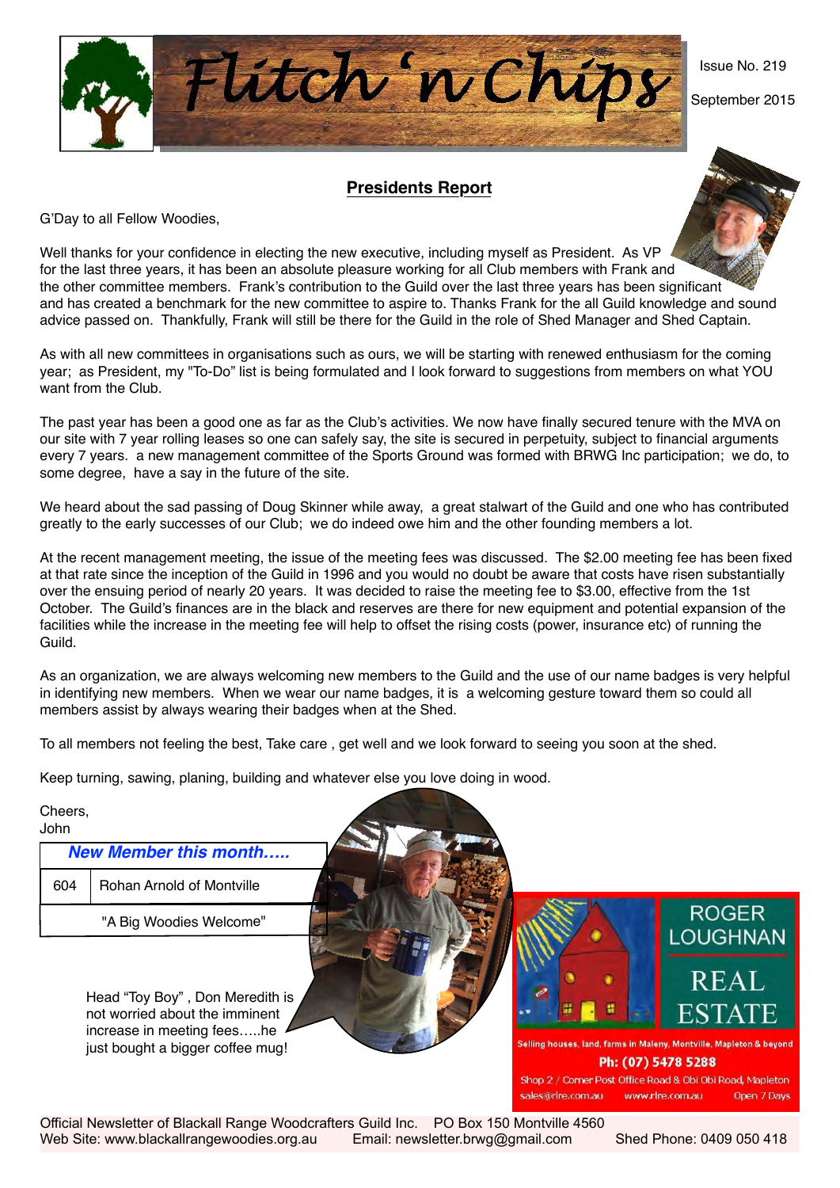# Flitch 'n Chips

Issue No. 219

September 2015

## Presidents Report

G'Day to all Fellow Woodies,

Well thanks for your confidence in electing the new executive, including myself as President. As VP for the last three years, it has been an absolute pleasure working for all Club members with Frank and the other committee members. Frank's contribution to the Guild over the last three years has been significant and has created a benchmark for the new committee to aspire to. Thanks Frank for the all Guild knowledge and sound advice passed on. Thankfully, Frank will still be there for the Guild in the role of Shed Manager and Shed Captain.

As with all new committees in organisations such as ours, we will be starting with renewed enthusiasm for the coming year; as President, my "To-Do" list is being formulated and I look forward to suggestions from members on what YOU want from the Club.

The past year has been a good one as far as the Club's activities. We now have finally secured tenure with the MVA on our site with 7 year rolling leases so one can safely say, the site is secured in perpetuity, subject to financial arguments every 7 years. a new management committee of the Sports Ground was formed with BRWG Inc participation; we do, to some degree, have a say in the future of the site.

We heard about the sad passing of Doug Skinner while away, a great stalwart of the Guild and one who has contributed greatly to the early successes of our Club; we do indeed owe him and the other founding members a lot.

At the recent management meeting, the issue of the meeting fees was discussed. The $2.00 meeting fee has been fixed at that rate since the inception of the Guild in 1996 and you would no doubt be aware that costs have risen substantially over the ensuing period of nearly 20 years. It was decided to raise the meeting fee to $3.00, effective from the 1st October. The Guild's finances are in the black and reserves are there for new equipment and potential expansion of the facilities while the increase in the meeting fee will help to offset the rising costs (power, insurance etc) of running the Guild.

As an organization, we are always welcoming new members to the Guild and the use of our name badges is very helpful in identifying new members. When we wear our name badges, it is a welcoming gesture toward them so could all members assist by always wearing their badges when at the Shed.

To all members not feeling the best, Take care , get well and we look forward to seeing you soon at the shed.

Keep turning, sawing, planing, building and whatever else you love doing in wood.

Cheers,
John

| *New Member this month…..* | |
|---|---|
| 604 | Rohan Arnold of Montville |
| "A Big Woodies Welcome" | |

Head "Toy Boy" , Don Meredith is not worried about the imminent increase in meeting fees…..he just bought a bigger coffee mug!

ROGER LOUGHNAN REAL ESTATE

Selling houses, land, farms in Maleny, Montville, Mapleton & beyond

Ph: (07) 5478 5288

Shop 2 / Corner Post Office Road & Obi Obi Road, Mapleton

sales@rlre.com.au www.rlre.com.au Open 7 Days

Official Newsletter of Blackall Range Woodcrafters Guild Inc. PO Box 150 Montville 4560
Web Site: www.blackallrangewoodies.org.au Email: newsletter.brwg@gmail.com Shed Phone: 0409 050 418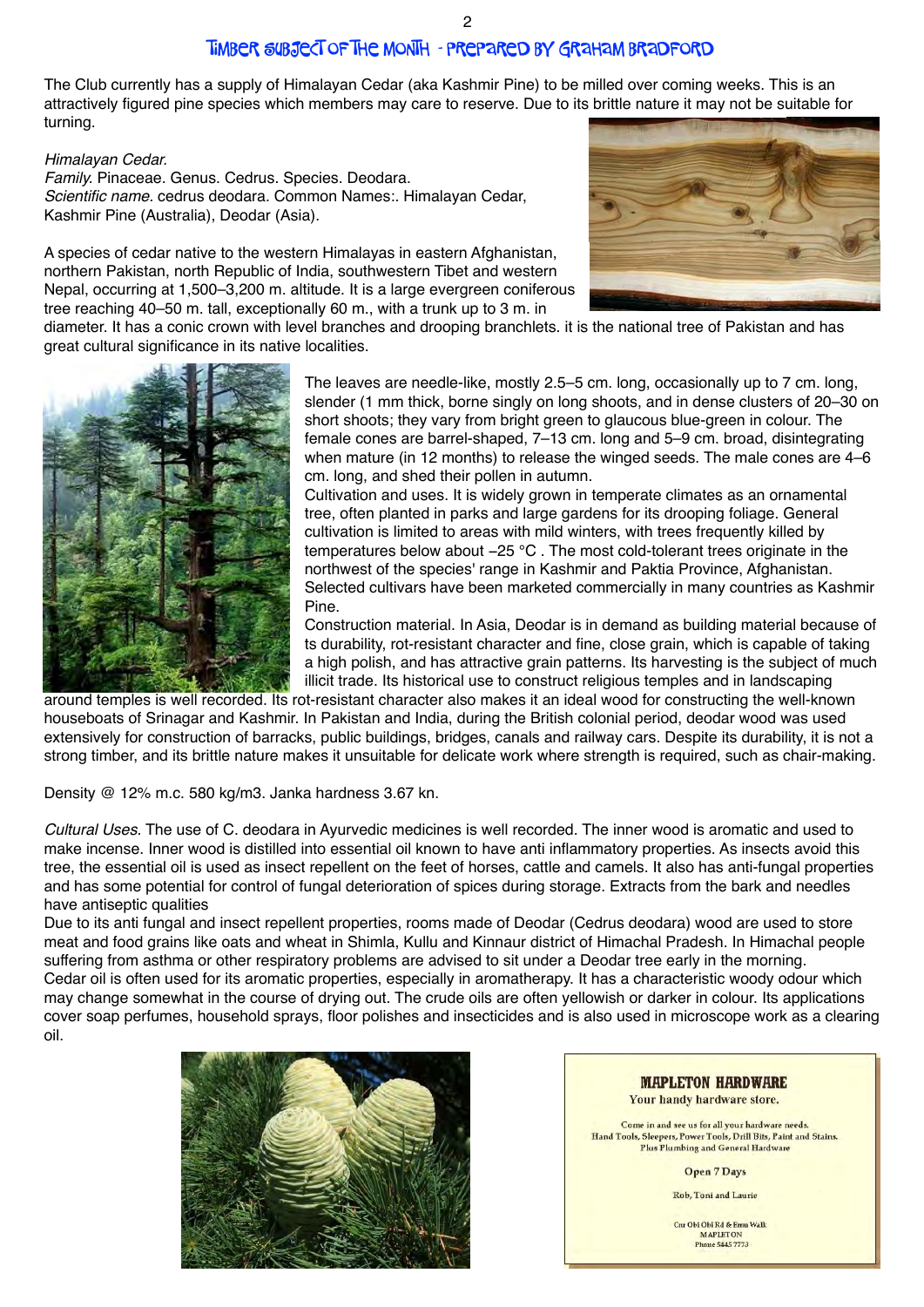# Timber subject of the month - prepared by Graham Bradford

The Club currently has a supply of Himalayan Cedar (aka Kashmir Pine) to be milled over coming weeks. This is an attractively figured pine species which members may care to reserve. Due to its brittle nature it may not be suitable for turning.

*Himalayan Cedar.*
*Family.* Pinaceae. Genus. Cedrus. Species. Deodara.
*Scientific name.* cedrus deodara. Common Names:. Himalayan Cedar, Kashmir Pine (Australia), Deodar (Asia).

A species of cedar native to the western Himalayas in eastern Afghanistan, northern Pakistan, north Republic of India, southwestern Tibet and western Nepal, occurring at 1,500–3,200 m. altitude. It is a large evergreen coniferous tree reaching 40–50 m. tall, exceptionally 60 m., with a trunk up to 3 m. in diameter. It has a conic crown with level branches and drooping branchlets. it is the national tree of Pakistan and has great cultural significance in its native localities.

The leaves are needle-like, mostly 2.5–5 cm. long, occasionally up to 7 cm. long, slender (1 mm thick, borne singly on long shoots, and in dense clusters of 20–30 on short shoots; they vary from bright green to glaucous blue-green in colour. The female cones are barrel-shaped, 7–13 cm. long and 5–9 cm. broad, disintegrating when mature (in 12 months) to release the winged seeds. The male cones are 4–6 cm. long, and shed their pollen in autumn.

Cultivation and uses. It is widely grown in temperate climates as an ornamental tree, often planted in parks and large gardens for its drooping foliage. General cultivation is limited to areas with mild winters, with trees frequently killed by temperatures below about –25 °C . The most cold-tolerant trees originate in the northwest of the species' range in Kashmir and Paktia Province, Afghanistan. Selected cultivars have been marketed commercially in many countries as Kashmir Pine.

Construction material. In Asia, Deodar is in demand as building material because of ts durability, rot-resistant character and fine, close grain, which is capable of taking a high polish, and has attractive grain patterns. Its harvesting is the subject of much illicit trade. Its historical use to construct religious temples and in landscaping around temples is well recorded. Its rot-resistant character also makes it an ideal wood for constructing the well-known houseboats of Srinagar and Kashmir. In Pakistan and India, during the British colonial period, deodar wood was used extensively for construction of barracks, public buildings, bridges, canals and railway cars. Despite its durability, it is not a strong timber, and its brittle nature makes it unsuitable for delicate work where strength is required, such as chair-making.

Density @ 12% m.c. 580 kg/m3. Janka hardness 3.67 kn.

*Cultural Uses.* The use of C. deodara in Ayurvedic medicines is well recorded. The inner wood is aromatic and used to make incense. Inner wood is distilled into essential oil known to have anti inflammatory properties. As insects avoid this tree, the essential oil is used as insect repellent on the feet of horses, cattle and camels. It also has anti-fungal properties and has some potential for control of fungal deterioration of spices during storage. Extracts from the bark and needles have antiseptic qualities

Due to its anti fungal and insect repellent properties, rooms made of Deodar (Cedrus deodara) wood are used to store meat and food grains like oats and wheat in Shimla, Kullu and Kinnaur district of Himachal Pradesh. In Himachal people suffering from asthma or other respiratory problems are advised to sit under a Deodar tree early in the morning.

Cedar oil is often used for its aromatic properties, especially in aromatherapy. It has a characteristic woody odour which may change somewhat in the course of drying out. The crude oils are often yellowish or darker in colour. Its applications cover soap perfumes, household sprays, floor polishes and insecticides and is also used in microscope work as a clearing oil.

**MAPLETON HARDWARE**
Your handy hardware store.

Come in and see us for all your hardware needs.
Hand Tools, Sleepers, Power Tools, Drill Bits, Paint and Stains.
Plus Plumbing and General Hardware

Open 7 Days

Rob, Toni and Laurie

Cnr Obi Obi Rd & Emu Walk
MAPLETON
Phone 5445 7773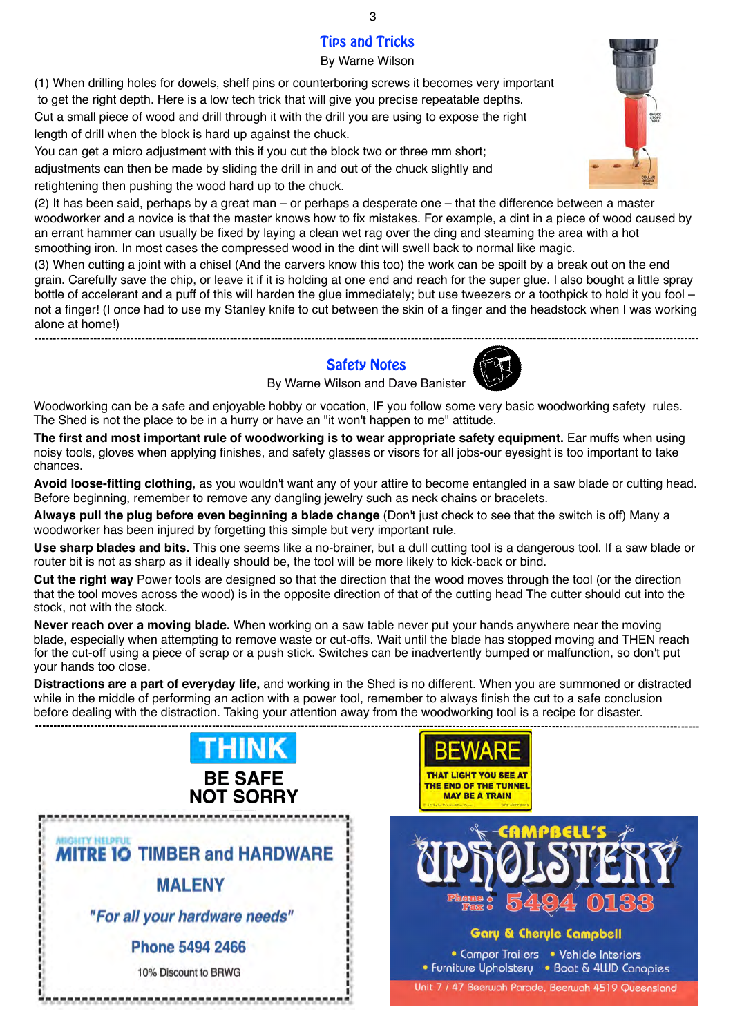## Tips and Tricks

By Warne Wilson

(1) When drilling holes for dowels, shelf pins or counterboring screws it becomes very important to get the right depth. Here is a low tech trick that will give you precise repeatable depths. Cut a small piece of wood and drill through it with the drill you are using to expose the right length of drill when the block is hard up against the chuck.
You can get a micro adjustment with this if you cut the block two or three mm short; adjustments can then be made by sliding the drill in and out of the chuck slightly and retightening then pushing the wood hard up to the chuck.

(2) It has been said, perhaps by a great man – or perhaps a desperate one – that the difference between a master woodworker and a novice is that the master knows how to fix mistakes. For example, a dint in a piece of wood caused by an errant hammer can usually be fixed by laying a clean wet rag over the ding and steaming the area with a hot smoothing iron. In most cases the compressed wood in the dint will swell back to normal like magic.

(3) When cutting a joint with a chisel (And the carvers know this too) the work can be spoilt by a break out on the end grain. Carefully save the chip, or leave it if it is holding at one end and reach for the super glue. I also bought a little spray bottle of accelerant and a puff of this will harden the glue immediately; but use tweezers or a toothpick to hold it you fool – not a finger! (I once had to use my Stanley knife to cut between the skin of a finger and the headstock when I was working alone at home!)

---

## Safety Notes

By Warne Wilson and Dave Banister

Woodworking can be a safe and enjoyable hobby or vocation, IF you follow some very basic woodworking safety rules. The Shed is not the place to be in a hurry or have an "it won't happen to me" attitude.

**The first and most important rule of woodworking is to wear appropriate safety equipment.** Ear muffs when using noisy tools, gloves when applying finishes, and safety glasses or visors for all jobs-our eyesight is too important to take chances.

**Avoid loose-fitting clothing**, as you wouldn't want any of your attire to become entangled in a saw blade or cutting head. Before beginning, remember to remove any dangling jewelry such as neck chains or bracelets.

**Always pull the plug before even beginning a blade change** (Don't just check to see that the switch is off) Many a woodworker has been injured by forgetting this simple but very important rule.

**Use sharp blades and bits.** This one seems like a no-brainer, but a dull cutting tool is a dangerous tool. If a saw blade or router bit is not as sharp as it ideally should be, the tool will be more likely to kick-back or bind.

**Cut the right way** Power tools are designed so that the direction that the wood moves through the tool (or the direction that the tool moves across the wood) is in the opposite direction of that of the cutting head The cutter should cut into the stock, not with the stock.

**Never reach over a moving blade.** When working on a saw table never put your hands anywhere near the moving blade, especially when attempting to remove waste or cut-offs. Wait until the blade has stopped moving and THEN reach for the cut-off using a piece of scrap or a push stick. Switches can be inadvertently bumped or malfunction, so don't put your hands too close.

**Distractions are a part of everyday life,** and working in the Shed is no different. When you are summoned or distracted while in the middle of performing an action with a power tool, remember to always finish the cut to a safe conclusion before dealing with the distraction. Taking your attention away from the woodworking tool is a recipe for disaster.

---

**THINK**
**BE SAFE NOT SORRY**

**BEWARE**
THAT LIGHT YOU SEE AT THE END OF THE TUNNEL MAY BE A TRAIN

MIGHTY HELPFUL
**MITRE 10 TIMBER and HARDWARE**
**MALENY**
*"For all your hardware needs"*
**Phone 5494 2466**
10% Discount to BRWG

**CAMPBELL'S UPHOLSTERY**
Phone Fax: 5494 0133
Gary & Cheryle Campbell
- Camper Trailers
- Vehicle Interiors
- Furniture Upholstery
- Boat & 4WD Canopies

Unit 7 / 47 Beerwah Parade, Beerwah 4519 Queensland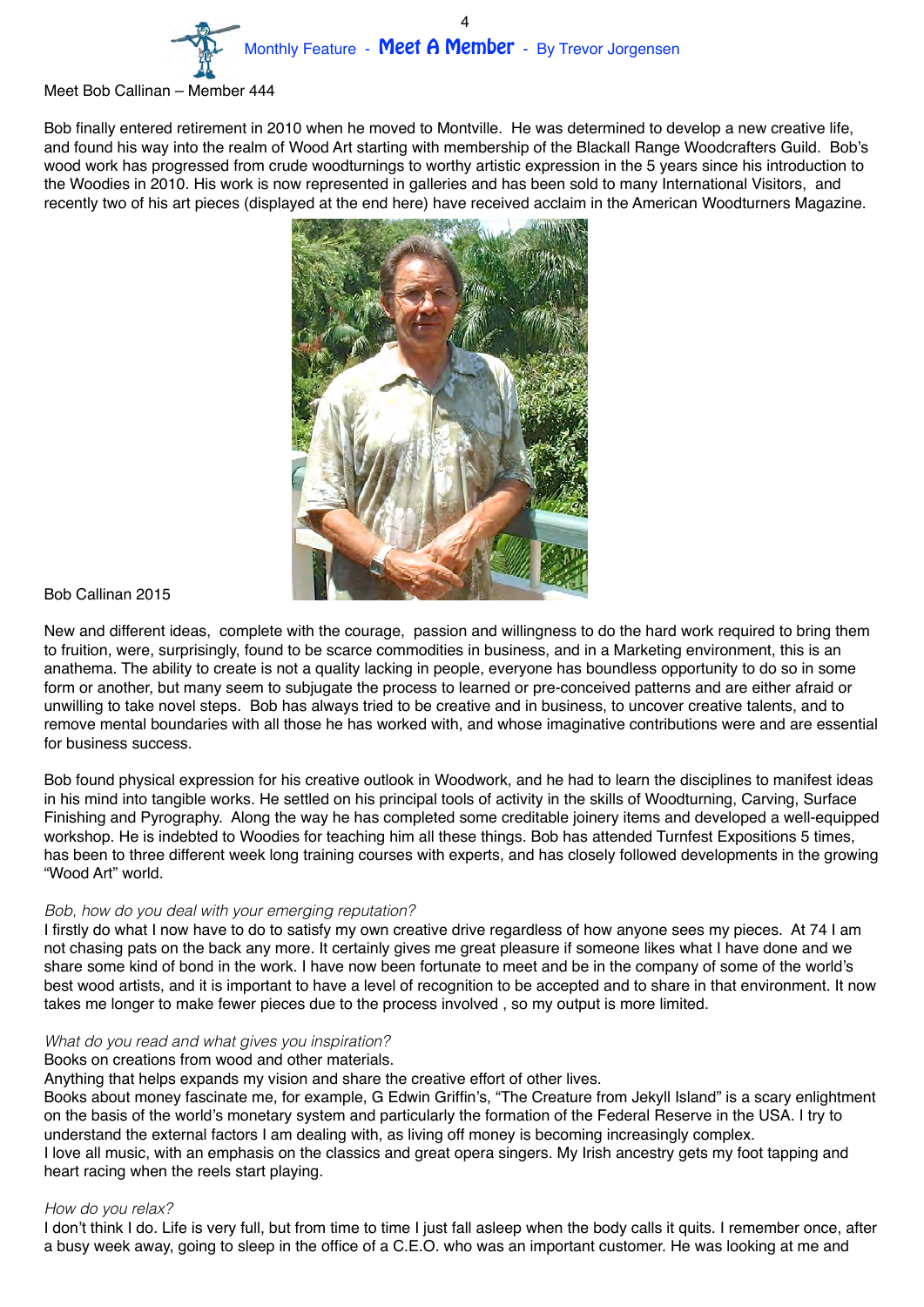Monthly Feature - **Meet A Member** - By Trevor Jorgensen

Meet Bob Callinan – Member 444

Bob finally entered retirement in 2010 when he moved to Montville. He was determined to develop a new creative life, and found his way into the realm of Wood Art starting with membership of the Blackall Range Woodcrafters Guild. Bob's wood work has progressed from crude woodturnings to worthy artistic expression in the 5 years since his introduction to the Woodies in 2010. His work is now represented in galleries and has been sold to many International Visitors, and recently two of his art pieces (displayed at the end here) have received acclaim in the American Woodturners Magazine.

Bob Callinan 2015

New and different ideas, complete with the courage, passion and willingness to do the hard work required to bring them to fruition, were, surprisingly, found to be scarce commodities in business, and in a Marketing environment, this is an anathema. The ability to create is not a quality lacking in people, everyone has boundless opportunity to do so in some form or another, but many seem to subjugate the process to learned or pre-conceived patterns and are either afraid or unwilling to take novel steps. Bob has always tried to be creative and in business, to uncover creative talents, and to remove mental boundaries with all those he has worked with, and whose imaginative contributions were and are essential for business success.

Bob found physical expression for his creative outlook in Woodwork, and he had to learn the disciplines to manifest ideas in his mind into tangible works. He settled on his principal tools of activity in the skills of Woodturning, Carving, Surface Finishing and Pyrography. Along the way he has completed some creditable joinery items and developed a well-equipped workshop. He is indebted to Woodies for teaching him all these things. Bob has attended Turnfest Expositions 5 times, has been to three different week long training courses with experts, and has closely followed developments in the growing "Wood Art" world.

*Bob, how do you deal with your emerging reputation?*

I firstly do what I now have to do to satisfy my own creative drive regardless of how anyone sees my pieces. At 74 I am not chasing pats on the back any more. It certainly gives me great pleasure if someone likes what I have done and we share some kind of bond in the work. I have now been fortunate to meet and be in the company of some of the world's best wood artists, and it is important to have a level of recognition to be accepted and to share in that environment. It now takes me longer to make fewer pieces due to the process involved , so my output is more limited.

*What do you read and what gives you inspiration?*

Books on creations from wood and other materials.
Anything that helps expands my vision and share the creative effort of other lives.
Books about money fascinate me, for example, G Edwin Griffin's, "The Creature from Jekyll Island" is a scary enlightment on the basis of the world's monetary system and particularly the formation of the Federal Reserve in the USA. I try to understand the external factors I am dealing with, as living off money is becoming increasingly complex.
I love all music, with an emphasis on the classics and great opera singers. My Irish ancestry gets my foot tapping and heart racing when the reels start playing.

*How do you relax?*

I don't think I do. Life is very full, but from time to time I just fall asleep when the body calls it quits. I remember once, after a busy week away, going to sleep in the office of a C.E.O. who was an important customer. He was looking at me and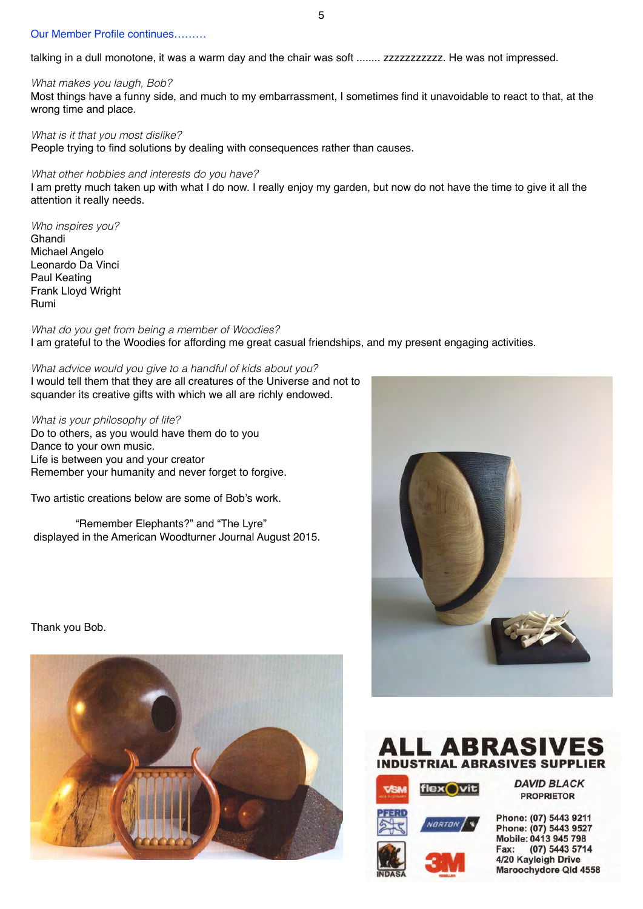Our Member Profile continues………

talking in a dull monotone, it was a warm day and the chair was soft ........ zzzzzzzzzzz. He was not impressed.

*What makes you laugh, Bob?*
Most things have a funny side, and much to my embarrassment, I sometimes find it unavoidable to react to that, at the wrong time and place.

*What is it that you most dislike?*
People trying to find solutions by dealing with consequences rather than causes.

*What other hobbies and interests do you have?*
I am pretty much taken up with what I do now. I really enjoy my garden, but now do not have the time to give it all the attention it really needs.

*Who inspires you?*
Ghandi
Michael Angelo
Leonardo Da Vinci
Paul Keating
Frank Lloyd Wright
Rumi

*What do you get from being a member of Woodies?*
I am grateful to the Woodies for affording me great casual friendships, and my present engaging activities.

*What advice would you give to a handful of kids about you?*
I would tell them that they are all creatures of the Universe and not to squander its creative gifts with which we all are richly endowed.

*What is your philosophy of life?*
Do to others, as you would have them do to you
Dance to your own music.
Life is between you and your creator
Remember your humanity and never forget to forgive.

Two artistic creations below are some of Bob's work.

"Remember Elephants?" and "The Lyre"
displayed in the American Woodturner Journal August 2015.

Thank you Bob.

**ALL ABRASIVES**
**INDUSTRIAL ABRASIVES SUPPLIER**

VSM · flexovit · PFERD · NORTON · INDASA · 3M

***DAVID BLACK***
**PROPRIETOR**

Phone: (07) 5443 9211
Phone: (07) 5443 9527
Mobile: 0413 945 798
Fax: (07) 5443 5714
4/20 Kayleigh Drive
Maroochydore Qld 4558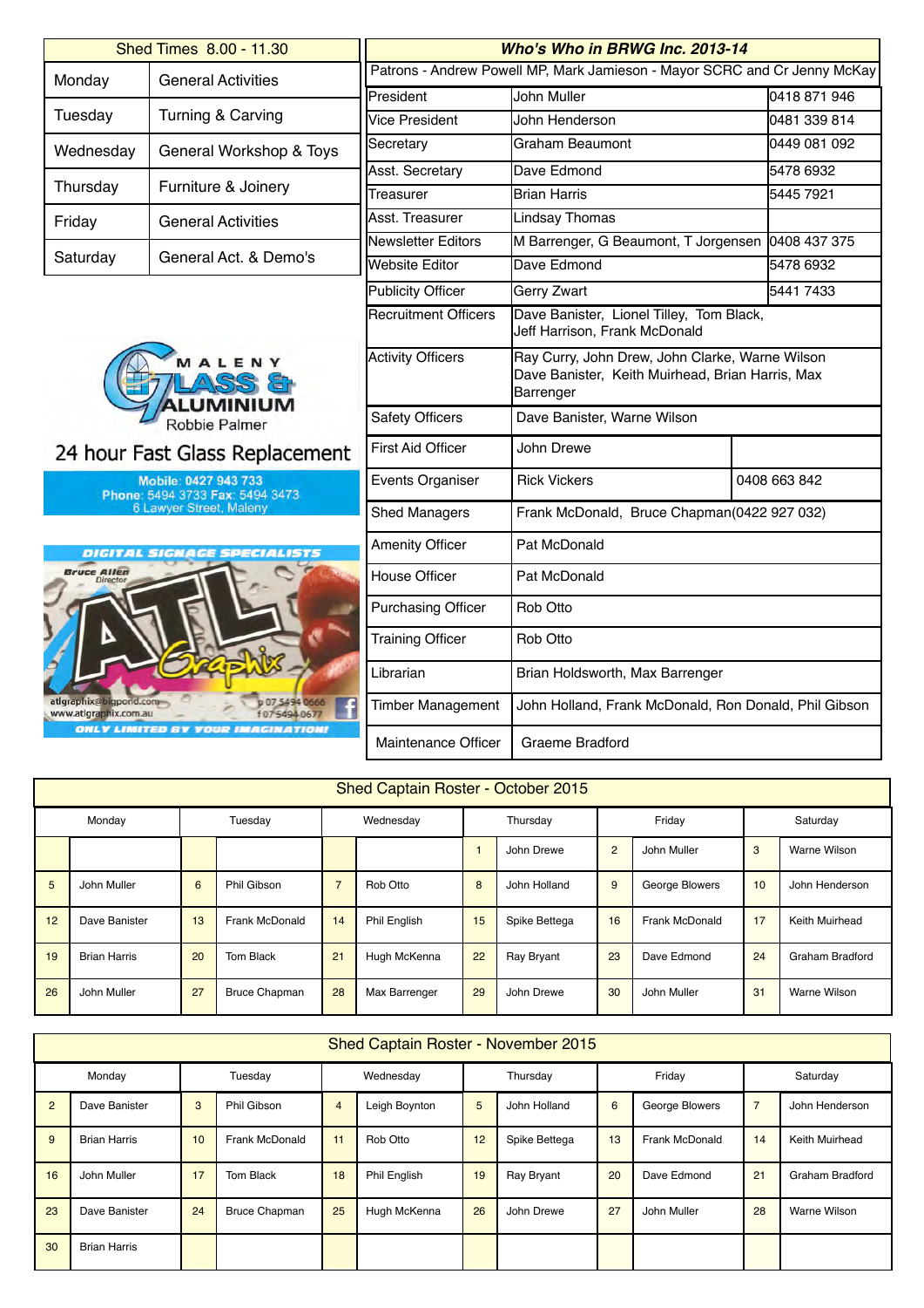| Shed Times 8.00 - 11.30 | |
|---|---|
| Monday | General Activities |
| Tuesday | Turning & Carving |
| Wednesday | General Workshop & Toys |
| Thursday | Furniture & Joinery |
| Friday | General Activities |
| Saturday | General Act. & Demo's |

MALENY GLASS & ALUMINIUM
Robbie Palmer

24 hour Fast Glass Replacement

Mobile: 0427 943 733
Phone: 5494 3733 Fax: 5494 3473
6 Lawyer Street, Maleny

DIGITAL SIGNAGE SPECIALISTS
Bruce Allen
Director
ATL Graphix
atlgraphix@bigpond.com
www.atlgraphix.com.au
p 07 5494 0666
f 07 5494 0677
ONLY LIMITED BY YOUR IMAGINATION!

## Who's Who in BRWG Inc. 2013-14

Patrons - Andrew Powell MP, Mark Jamieson - Mayor SCRC and Cr Jenny McKay

| Role | Name | Phone |
|---|---|---|
| President | John Muller | 0418 871 946 |
| Vice President | John Henderson | 0481 339 814 |
| Secretary | Graham Beaumont | 0449 081 092 |
| Asst. Secretary | Dave Edmond | 5478 6932 |
| Treasurer | Brian Harris | 5445 7921 |
| Asst. Treasurer | Lindsay Thomas | |
| Newsletter Editors | M Barrenger, G Beaumont, T Jorgensen | 0408 437 375 |
| Website Editor | Dave Edmond | 5478 6932 |
| Publicity Officer | Gerry Zwart | 5441 7433 |
| Recruitment Officers | Dave Banister, Lionel Tilley, Tom Black, Jeff Harrison, Frank McDonald | |
| Activity Officers | Ray Curry, John Drew, John Clarke, Warne Wilson Dave Banister, Keith Muirhead, Brian Harris, Max Barrenger | |
| Safety Officers | Dave Banister, Warne Wilson | |
| First Aid Officer | John Drewe | |
| Events Organiser | Rick Vickers | 0408 663 842 |
| Shed Managers | Frank McDonald, Bruce Chapman(0422 927 032) | |
| Amenity Officer | Pat McDonald | |
| House Officer | Pat McDonald | |
| Purchasing Officer | Rob Otto | |
| Training Officer | Rob Otto | |
| Librarian | Brian Holdsworth, Max Barrenger | |
| Timber Management | John Holland, Frank McDonald, Ron Donald, Phil Gibson | |
| Maintenance Officer | Graeme Bradford | |

## Shed Captain Roster - October 2015

| Monday | | Tuesday | | Wednesday | | Thursday | | Friday | | Saturday | |
|---|---|---|---|---|---|---|---|---|---|---|---|
| | | | | | | 1 | John Drewe | 2 | John Muller | 3 | Warne Wilson |
| 5 | John Muller | 6 | Phil Gibson | 7 | Rob Otto | 8 | John Holland | 9 | George Blowers | 10 | John Henderson |
| 12 | Dave Banister | 13 | Frank McDonald | 14 | Phil English | 15 | Spike Bettega | 16 | Frank McDonald | 17 | Keith Muirhead |
| 19 | Brian Harris | 20 | Tom Black | 21 | Hugh McKenna | 22 | Ray Bryant | 23 | Dave Edmond | 24 | Graham Bradford |
| 26 | John Muller | 27 | Bruce Chapman | 28 | Max Barrenger | 29 | John Drewe | 30 | John Muller | 31 | Warne Wilson |

## Shed Captain Roster - November 2015

| Monday | | Tuesday | | Wednesday | | Thursday | | Friday | | Saturday | |
|---|---|---|---|---|---|---|---|---|---|---|---|
| 2 | Dave Banister | 3 | Phil Gibson | 4 | Leigh Boynton | 5 | John Holland | 6 | George Blowers | 7 | John Henderson |
| 9 | Brian Harris | 10 | Frank McDonald | 11 | Rob Otto | 12 | Spike Bettega | 13 | Frank McDonald | 14 | Keith Muirhead |
| 16 | John Muller | 17 | Tom Black | 18 | Phil English | 19 | Ray Bryant | 20 | Dave Edmond | 21 | Graham Bradford |
| 23 | Dave Banister | 24 | Bruce Chapman | 25 | Hugh McKenna | 26 | John Drewe | 27 | John Muller | 28 | Warne Wilson |
| 30 | Brian Harris | | | | | | | | | | |